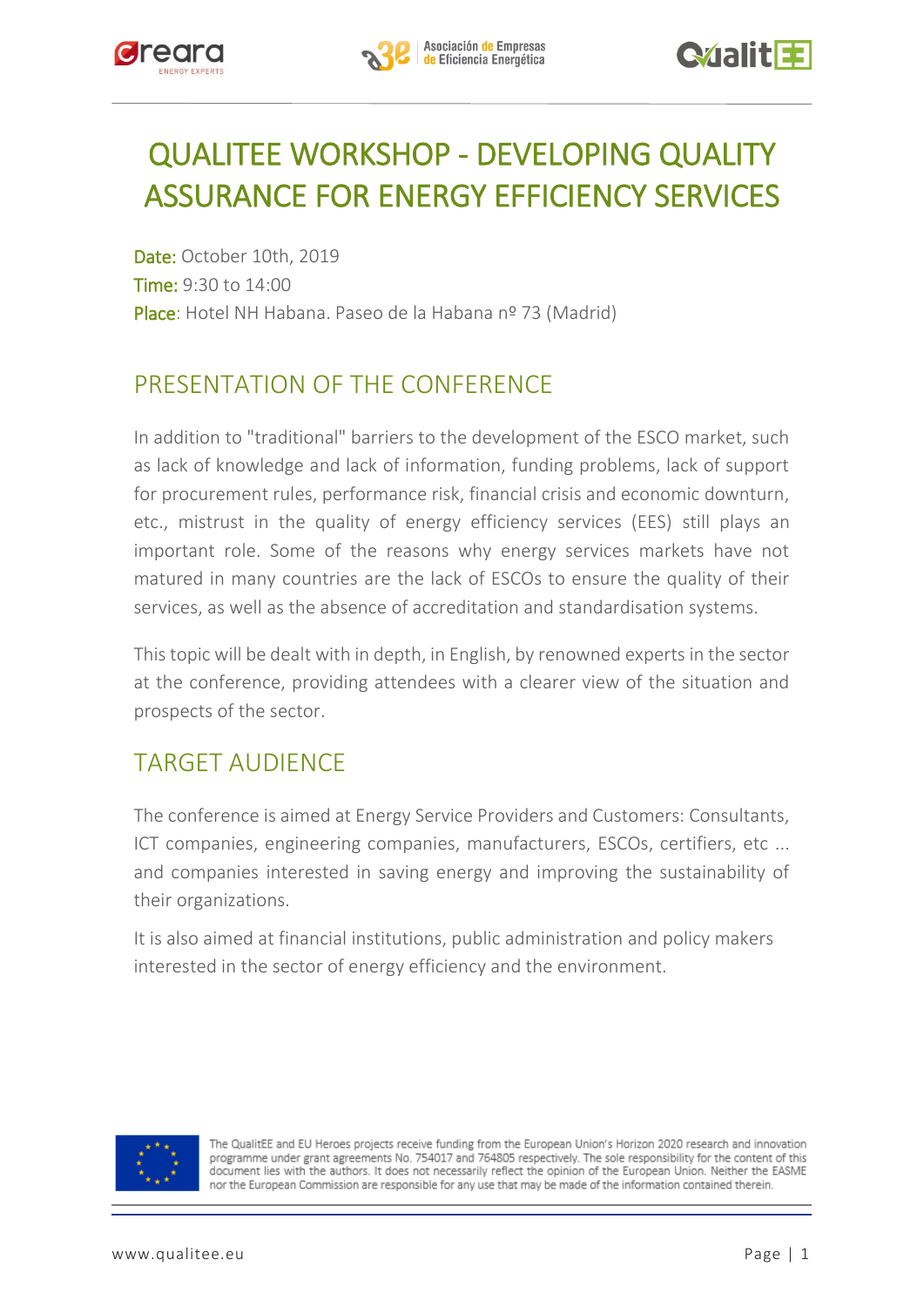# QUALITEE WORKSHOP - DEVELOPING QUALITY ASSURANCE FOR ENERGY EFFICIENCY SERVICES

**Date:** October 10th, 2019
**Time:** 9:30 to 14:00
**Place:** Hotel NH Habana. Paseo de la Habana nº 73 (Madrid)

## PRESENTATION OF THE CONFERENCE

In addition to "traditional" barriers to the development of the ESCO market, such as lack of knowledge and lack of information, funding problems, lack of support for procurement rules, performance risk, financial crisis and economic downturn, etc., mistrust in the quality of energy efficiency services (EES) still plays an important role. Some of the reasons why energy services markets have not matured in many countries are the lack of ESCOs to ensure the quality of their services, as well as the absence of accreditation and standardisation systems.

This topic will be dealt with in depth, in English, by renowned experts in the sector at the conference, providing attendees with a clearer view of the situation and prospects of the sector.

## TARGET AUDIENCE

The conference is aimed at Energy Service Providers and Customers: Consultants, ICT companies, engineering companies, manufacturers, ESCOs, certifiers, etc ... and companies interested in saving energy and improving the sustainability of their organizations.

It is also aimed at financial institutions, public administration and policy makers interested in the sector of energy efficiency and the environment.

The QualitEE and EU Heroes projects receive funding from the European Union's Horizon 2020 research and innovation programme under grant agreements No. 754017 and 764805 respectively. The sole responsibility for the content of this document lies with the authors. It does not necessarily reflect the opinion of the European Union. Neither the EASME nor the European Commission are responsible for any use that may be made of the information contained therein.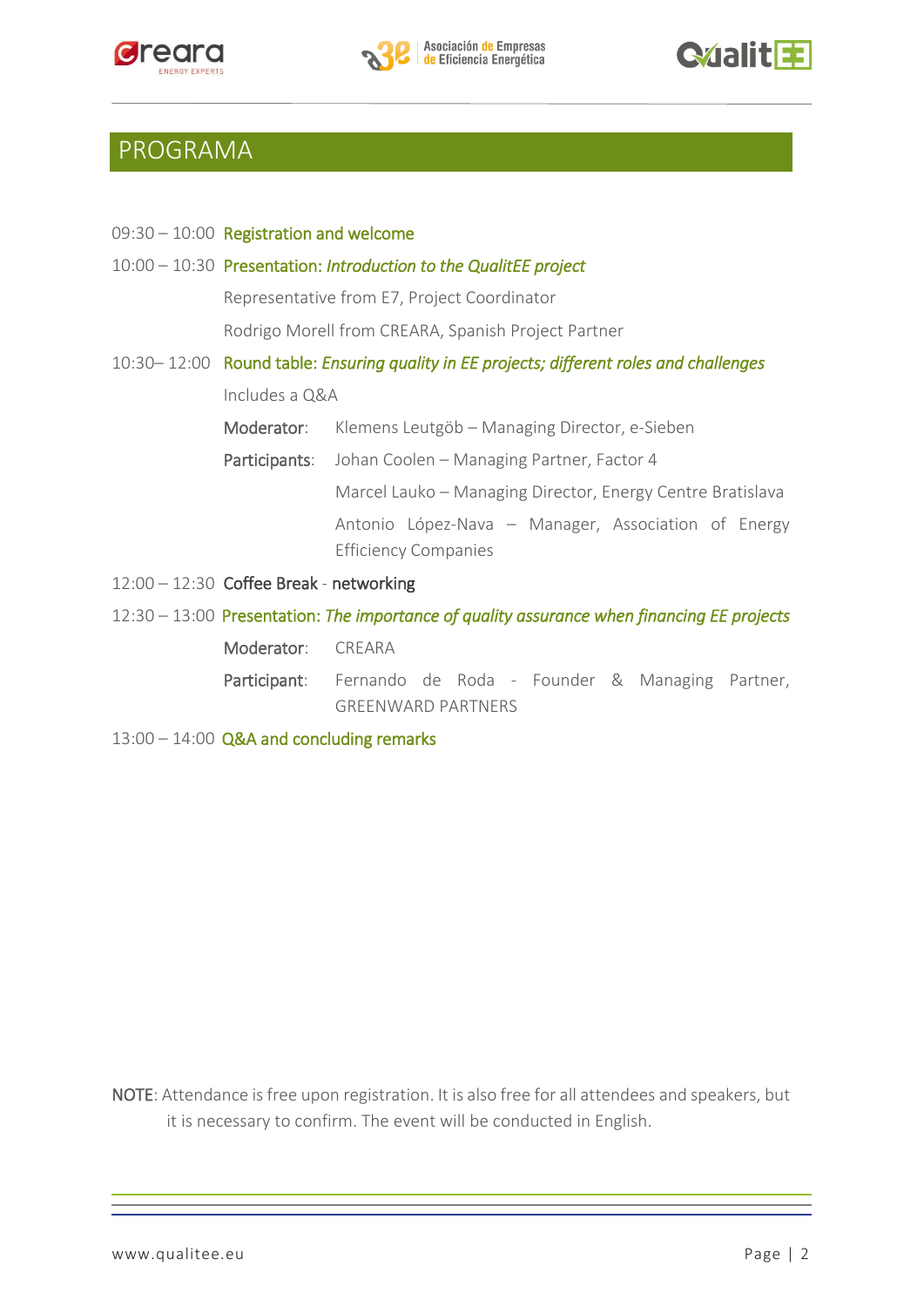# PROGRAMA

09:30 – 10:00 **Registration and welcome**

10:00 – 10:30 **Presentation:** ***Introduction to the QualitEE project***

Representative from E7, Project Coordinator

Rodrigo Morell from CREARA, Spanish Project Partner

10:30– 12:00 **Round table:** ***Ensuring quality in EE projects; different roles and challenges***

Includes a Q&A

**Moderator**: Klemens Leutgöb – Managing Director, e-Sieben

**Participants**: Johan Coolen – Managing Partner, Factor 4

Marcel Lauko – Managing Director, Energy Centre Bratislava

Antonio López-Nava – Manager, Association of Energy Efficiency Companies

12:00 – 12:30 **Coffee Break** - **networking**

12:30 – 13:00 **Presentation:** ***The importance of quality assurance when financing EE projects***

**Moderator**: CREARA

**Participant**: Fernando de Roda - Founder & Managing Partner, GREENWARD PARTNERS

13:00 – 14:00 **Q&A and concluding remarks**

**NOTE**: Attendance is free upon registration. It is also free for all attendees and speakers, but it is necessary to confirm. The event will be conducted in English.

www.qualitee.eu